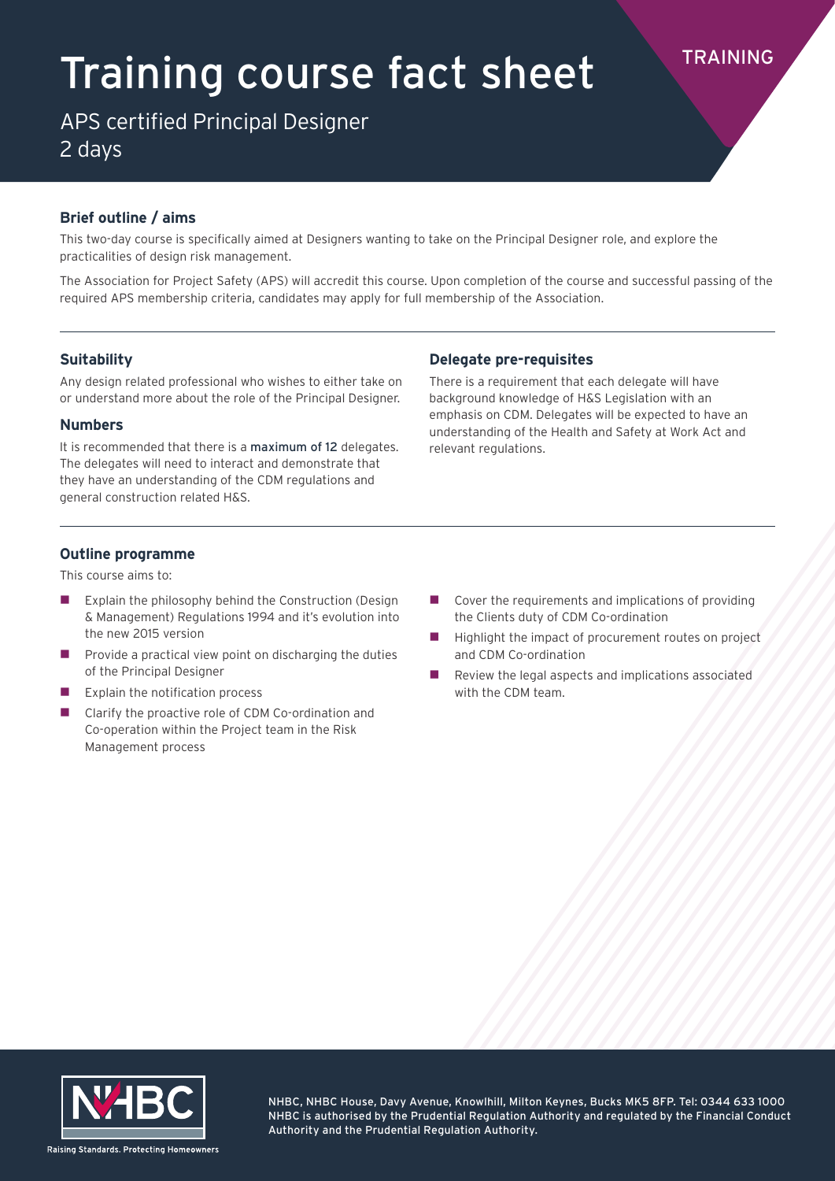TRAINING

# Training course fact sheet

APS certified Principal Designer
2 days

### Brief outline / aims

This two-day course is specifically aimed at Designers wanting to take on the Principal Designer role, and explore the practicalities of design risk management.

The Association for Project Safety (APS) will accredit this course. Upon completion of the course and successful passing of the required APS membership criteria, candidates may apply for full membership of the Association.

### Suitability

Any design related professional who wishes to either take on or understand more about the role of the Principal Designer.

### Numbers

It is recommended that there is a maximum of 12 delegates. The delegates will need to interact and demonstrate that they have an understanding of the CDM regulations and general construction related H&S.

### Delegate pre-requisites

There is a requirement that each delegate will have background knowledge of H&S Legislation with an emphasis on CDM. Delegates will be expected to have an understanding of the Health and Safety at Work Act and relevant regulations.

### Outline programme

This course aims to:

- Explain the philosophy behind the Construction (Design & Management) Regulations 1994 and it's evolution into the new 2015 version
- Provide a practical view point on discharging the duties of the Principal Designer
- Explain the notification process
- Clarify the proactive role of CDM Co-ordination and Co-operation within the Project team in the Risk Management process
- Cover the requirements and implications of providing the Clients duty of CDM Co-ordination
- Highlight the impact of procurement routes on project and CDM Co-ordination
- Review the legal aspects and implications associated with the CDM team.

NHBC
Raising Standards. Protecting Homeowners

NHBC, NHBC House, Davy Avenue, Knowlhill, Milton Keynes, Bucks MK5 8FP. Tel: 0344 633 1000
NHBC is authorised by the Prudential Regulation Authority and regulated by the Financial Conduct Authority and the Prudential Regulation Authority.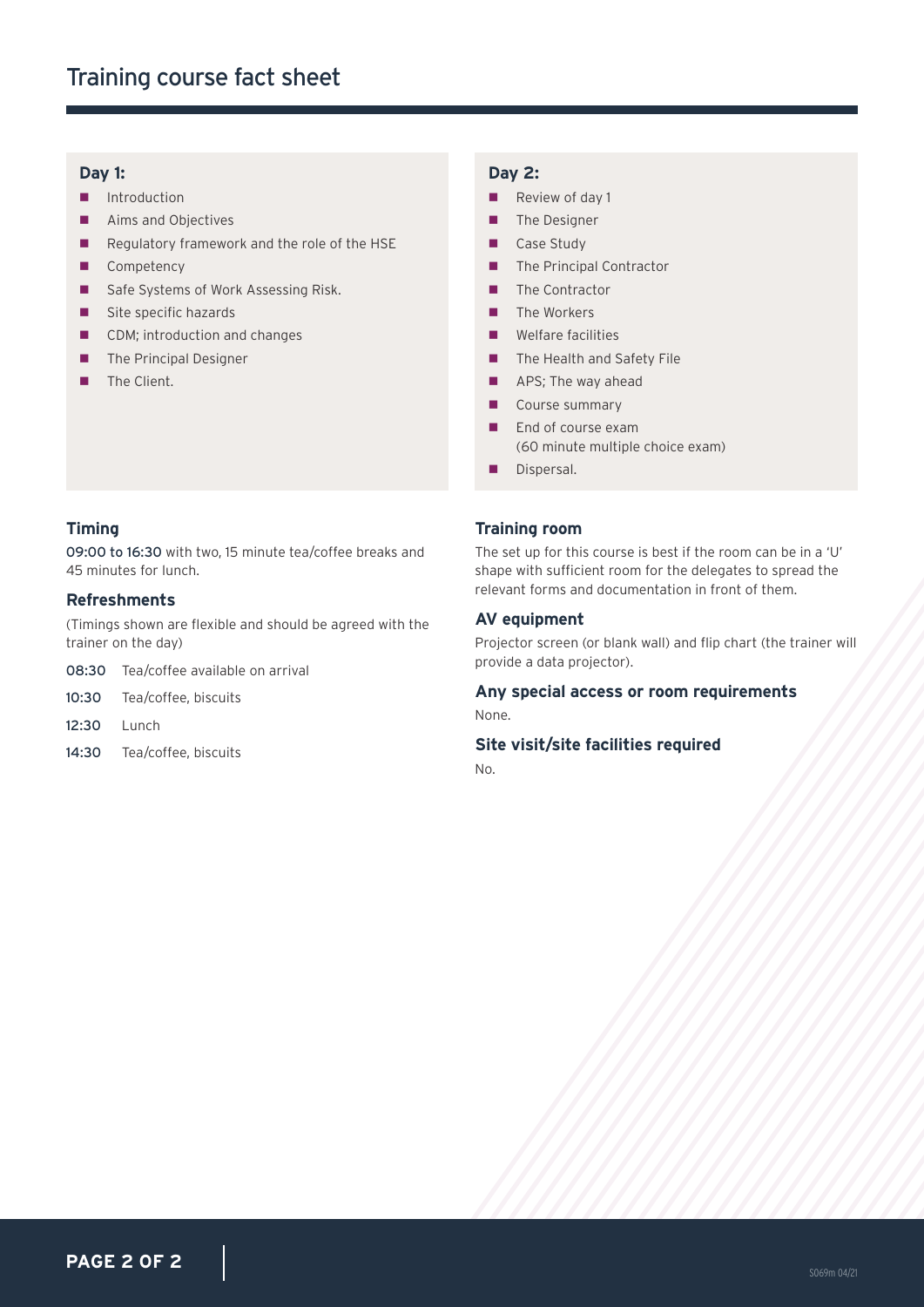# Training course fact sheet

### Day 1:

- Introduction
- Aims and Objectives
- Regulatory framework and the role of the HSE
- Competency
- Safe Systems of Work Assessing Risk.
- Site specific hazards
- CDM; introduction and changes
- The Principal Designer
- The Client.

### Day 2:

- Review of day 1
- The Designer
- Case Study
- The Principal Contractor
- The Contractor
- The Workers
- Welfare facilities
- The Health and Safety File
- APS; The way ahead
- Course summary
- End of course exam
  (60 minute multiple choice exam)
- Dispersal.

### Timing

**09:00 to 16:30** with two, 15 minute tea/coffee breaks and 45 minutes for lunch.

### Refreshments

(Timings shown are flexible and should be agreed with the trainer on the day)

| | |
|---|---|
| **08:30** | Tea/coffee available on arrival |
| **10:30** | Tea/coffee, biscuits |
| **12:30** | Lunch |
| **14:30** | Tea/coffee, biscuits |

### Training room

The set up for this course is best if the room can be in a 'U' shape with sufficient room for the delegates to spread the relevant forms and documentation in front of them.

### AV equipment

Projector screen (or blank wall) and flip chart (the trainer will provide a data projector).

### Any special access or room requirements

None.

### Site visit/site facilities required

No.

S069m 04/21